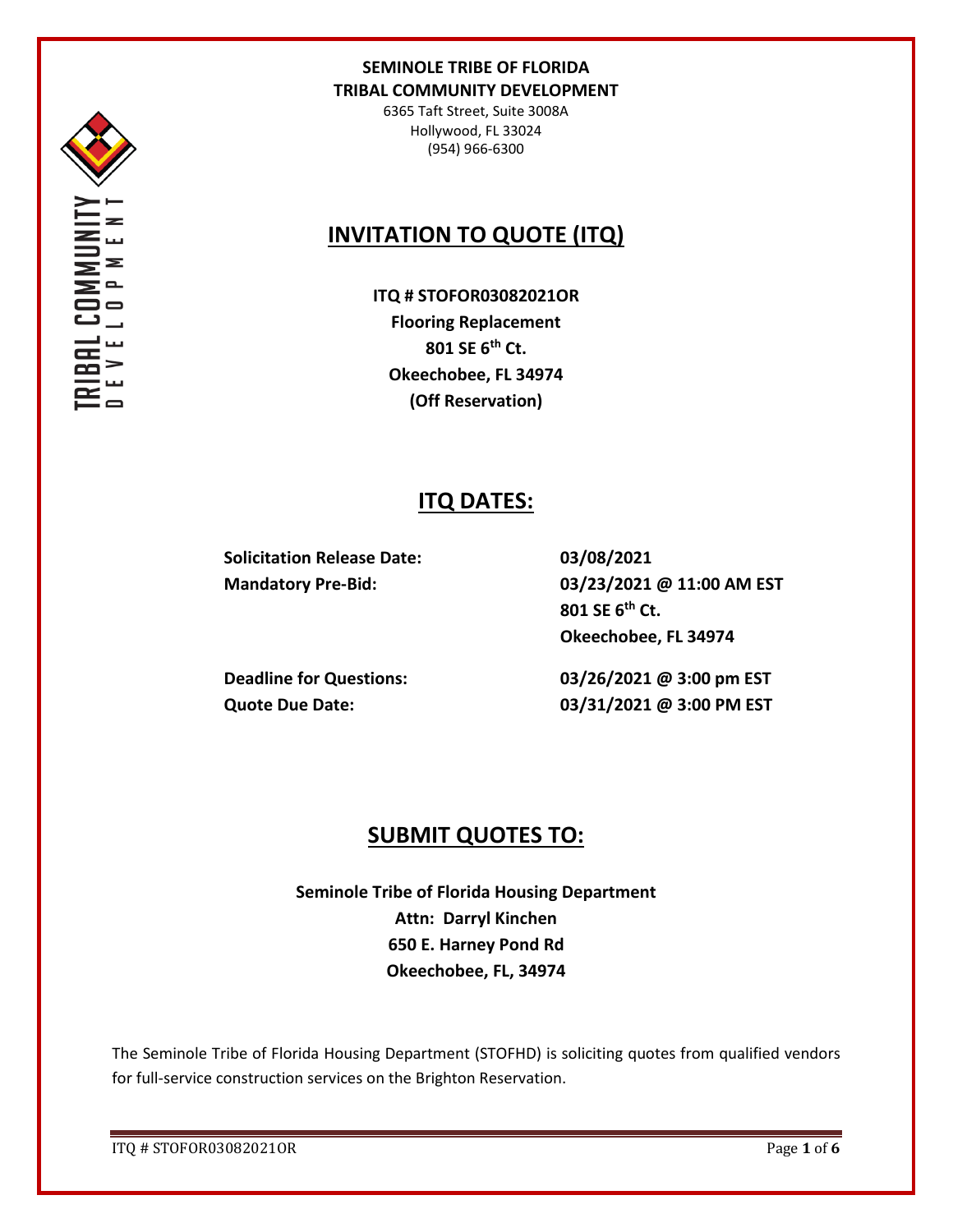**SEMINOLE TRIBE OF FLORIDA**
**TRIBAL COMMUNITY DEVELOPMENT**
6365 Taft Street, Suite 3008A
Hollywood, FL 33024
(954) 966-6300

# INVITATION TO QUOTE (ITQ)

**ITQ # STOFOR03082021OR**
**Flooring Replacement**
**801 SE 6th Ct.**
**Okeechobee, FL 34974**
**(Off Reservation)**

## ITQ DATES:

| | |
|---|---|
| **Solicitation Release Date:** | **03/08/2021** |
| **Mandatory Pre-Bid:** | **03/23/2021 @ 11:00 AM EST**<br>**801 SE 6th Ct.**<br>**Okeechobee, FL 34974** |
| **Deadline for Questions:** | **03/26/2021 @ 3:00 pm EST** |
| **Quote Due Date:** | **03/31/2021 @ 3:00 PM EST** |

## SUBMIT QUOTES TO:

**Seminole Tribe of Florida Housing Department**
**Attn: Darryl Kinchen**
**650 E. Harney Pond Rd**
**Okeechobee, FL, 34974**

The Seminole Tribe of Florida Housing Department (STOFHD) is soliciting quotes from qualified vendors for full-service construction services on the Brighton Reservation.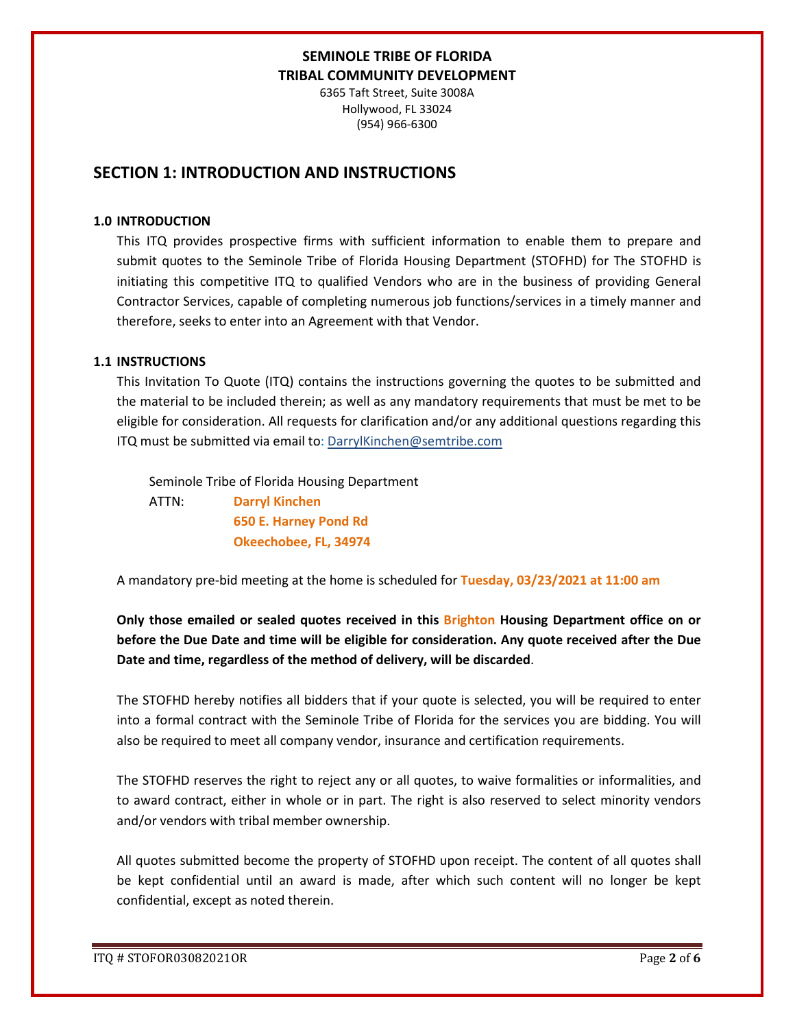**SEMINOLE TRIBE OF FLORIDA**
**TRIBAL COMMUNITY DEVELOPMENT**
6365 Taft Street, Suite 3008A
Hollywood, FL 33024
(954) 966-6300

## SECTION 1: INTRODUCTION AND INSTRUCTIONS

### 1.0 INTRODUCTION

This ITQ provides prospective firms with sufficient information to enable them to prepare and submit quotes to the Seminole Tribe of Florida Housing Department (STOFHD) for The STOFHD is initiating this competitive ITQ to qualified Vendors who are in the business of providing General Contractor Services, capable of completing numerous job functions/services in a timely manner and therefore, seeks to enter into an Agreement with that Vendor.

### 1.1 INSTRUCTIONS

This Invitation To Quote (ITQ) contains the instructions governing the quotes to be submitted and the material to be included therein; as well as any mandatory requirements that must be met to be eligible for consideration. All requests for clarification and/or any additional questions regarding this ITQ must be submitted via email to: DarrylKinchen@semtribe.com

Seminole Tribe of Florida Housing Department
ATTN: **Darryl Kinchen**
**650 E. Harney Pond Rd**
**Okeechobee, FL, 34974**

A mandatory pre-bid meeting at the home is scheduled for **Tuesday, 03/23/2021 at 11:00 am**

**Only those emailed or sealed quotes received in this Brighton Housing Department office on or before the Due Date and time will be eligible for consideration. Any quote received after the Due Date and time, regardless of the method of delivery, will be discarded**.

The STOFHD hereby notifies all bidders that if your quote is selected, you will be required to enter into a formal contract with the Seminole Tribe of Florida for the services you are bidding. You will also be required to meet all company vendor, insurance and certification requirements.

The STOFHD reserves the right to reject any or all quotes, to waive formalities or informalities, and to award contract, either in whole or in part. The right is also reserved to select minority vendors and/or vendors with tribal member ownership.

All quotes submitted become the property of STOFHD upon receipt. The content of all quotes shall be kept confidential until an award is made, after which such content will no longer be kept confidential, except as noted therein.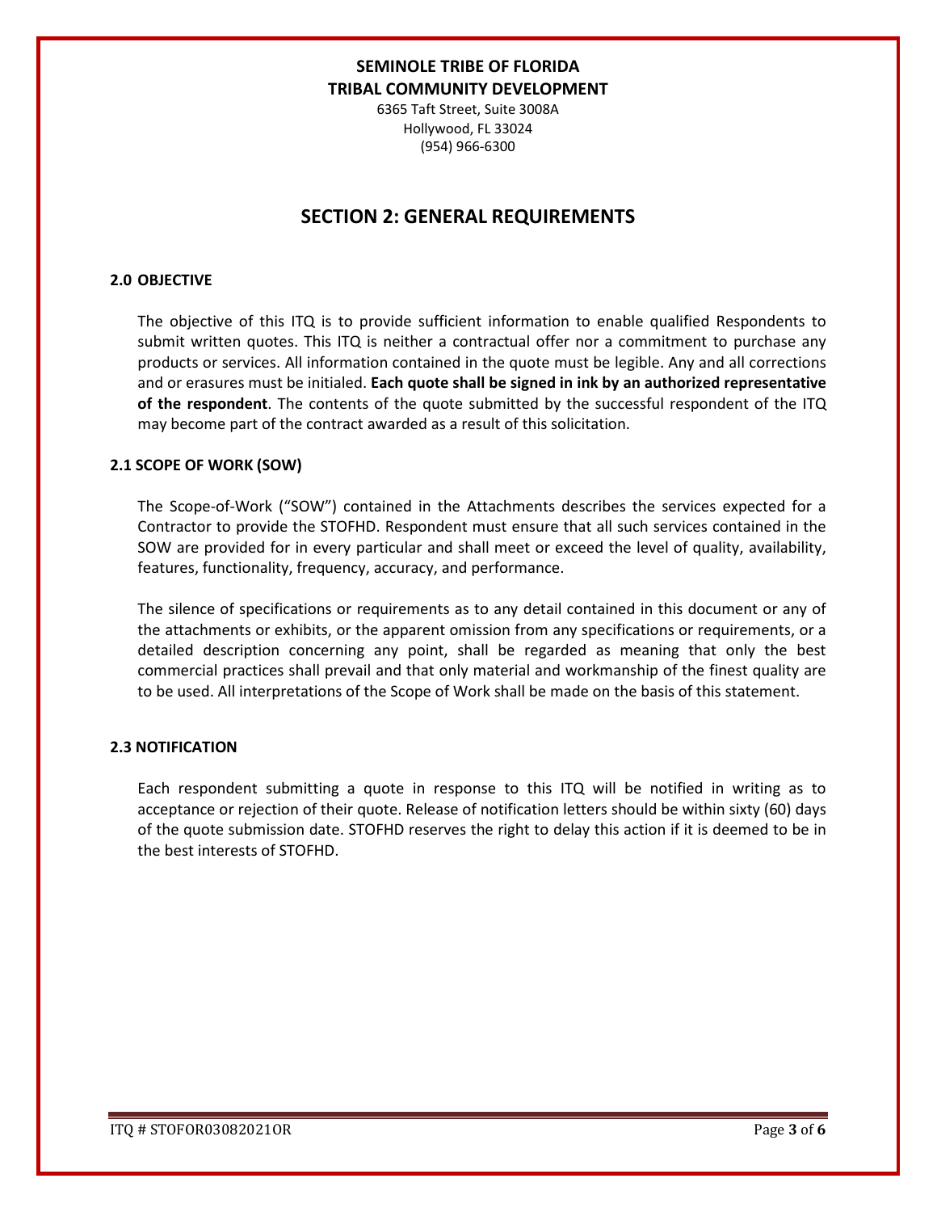**SEMINOLE TRIBE OF FLORIDA**
**TRIBAL COMMUNITY DEVELOPMENT**
6365 Taft Street, Suite 3008A
Hollywood, FL 33024
(954) 966-6300

# SECTION 2: GENERAL REQUIREMENTS

### 2.0 OBJECTIVE

The objective of this ITQ is to provide sufficient information to enable qualified Respondents to submit written quotes. This ITQ is neither a contractual offer nor a commitment to purchase any products or services. All information contained in the quote must be legible. Any and all corrections and or erasures must be initialed. **Each quote shall be signed in ink by an authorized representative of the respondent**. The contents of the quote submitted by the successful respondent of the ITQ may become part of the contract awarded as a result of this solicitation.

### 2.1 SCOPE OF WORK (SOW)

The Scope-of-Work ("SOW") contained in the Attachments describes the services expected for a Contractor to provide the STOFHD. Respondent must ensure that all such services contained in the SOW are provided for in every particular and shall meet or exceed the level of quality, availability, features, functionality, frequency, accuracy, and performance.

The silence of specifications or requirements as to any detail contained in this document or any of the attachments or exhibits, or the apparent omission from any specifications or requirements, or a detailed description concerning any point, shall be regarded as meaning that only the best commercial practices shall prevail and that only material and workmanship of the finest quality are to be used. All interpretations of the Scope of Work shall be made on the basis of this statement.

### 2.3 NOTIFICATION

Each respondent submitting a quote in response to this ITQ will be notified in writing as to acceptance or rejection of their quote. Release of notification letters should be within sixty (60) days of the quote submission date. STOFHD reserves the right to delay this action if it is deemed to be in the best interests of STOFHD.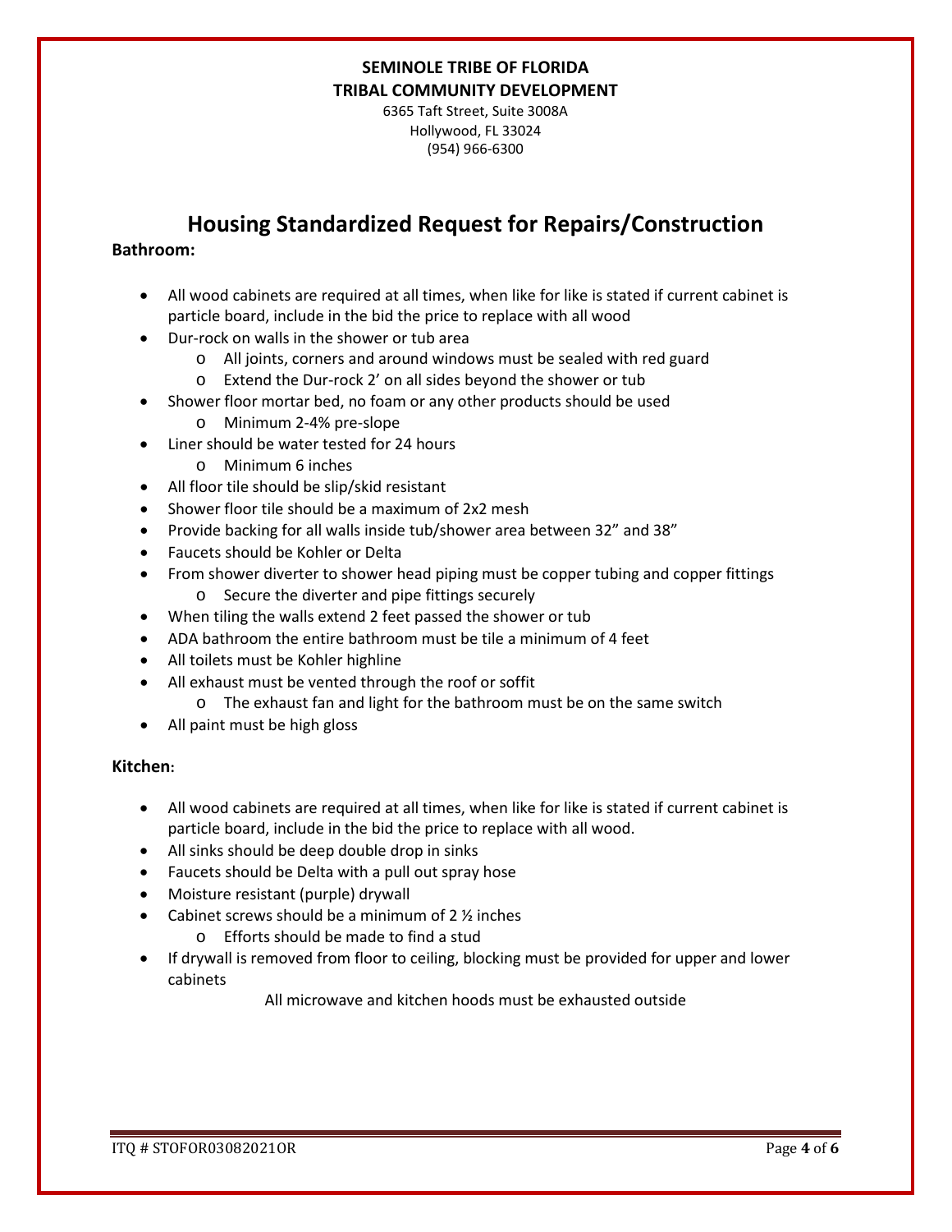**SEMINOLE TRIBE OF FLORIDA**
**TRIBAL COMMUNITY DEVELOPMENT**

6365 Taft Street, Suite 3008A
Hollywood, FL 33024
(954) 966-6300

# Housing Standardized Request for Repairs/Construction

**Bathroom:**

- All wood cabinets are required at all times, when like for like is stated if current cabinet is particle board, include in the bid the price to replace with all wood
- Dur-rock on walls in the shower or tub area
  - All joints, corners and around windows must be sealed with red guard
  - Extend the Dur-rock 2' on all sides beyond the shower or tub
- Shower floor mortar bed, no foam or any other products should be used
  - Minimum 2-4% pre-slope
- Liner should be water tested for 24 hours
  - Minimum 6 inches
- All floor tile should be slip/skid resistant
- Shower floor tile should be a maximum of 2x2 mesh
- Provide backing for all walls inside tub/shower area between 32" and 38"
- Faucets should be Kohler or Delta
- From shower diverter to shower head piping must be copper tubing and copper fittings
  - Secure the diverter and pipe fittings securely
- When tiling the walls extend 2 feet passed the shower or tub
- ADA bathroom the entire bathroom must be tile a minimum of 4 feet
- All toilets must be Kohler highline
- All exhaust must be vented through the roof or soffit
  - The exhaust fan and light for the bathroom must be on the same switch
- All paint must be high gloss

**Kitchen:**

- All wood cabinets are required at all times, when like for like is stated if current cabinet is particle board, include in the bid the price to replace with all wood.
- All sinks should be deep double drop in sinks
- Faucets should be Delta with a pull out spray hose
- Moisture resistant (purple) drywall
- Cabinet screws should be a minimum of 2 ½ inches
  - Efforts should be made to find a stud
- If drywall is removed from floor to ceiling, blocking must be provided for upper and lower cabinets

All microwave and kitchen hoods must be exhausted outside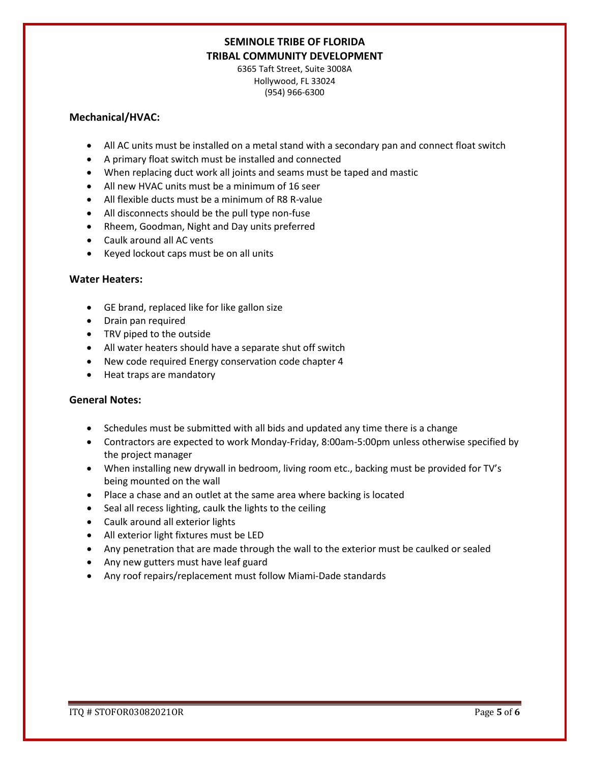**SEMINOLE TRIBE OF FLORIDA**
**TRIBAL COMMUNITY DEVELOPMENT**
6365 Taft Street, Suite 3008A
Hollywood, FL 33024
(954) 966-6300

### Mechanical/HVAC:

- All AC units must be installed on a metal stand with a secondary pan and connect float switch
- A primary float switch must be installed and connected
- When replacing duct work all joints and seams must be taped and mastic
- All new HVAC units must be a minimum of 16 seer
- All flexible ducts must be a minimum of R8 R-value
- All disconnects should be the pull type non-fuse
- Rheem, Goodman, Night and Day units preferred
- Caulk around all AC vents
- Keyed lockout caps must be on all units

### Water Heaters:

- GE brand, replaced like for like gallon size
- Drain pan required
- TRV piped to the outside
- All water heaters should have a separate shut off switch
- New code required Energy conservation code chapter 4
- Heat traps are mandatory

### General Notes:

- Schedules must be submitted with all bids and updated any time there is a change
- Contractors are expected to work Monday-Friday, 8:00am-5:00pm unless otherwise specified by the project manager
- When installing new drywall in bedroom, living room etc., backing must be provided for TV's being mounted on the wall
- Place a chase and an outlet at the same area where backing is located
- Seal all recess lighting, caulk the lights to the ceiling
- Caulk around all exterior lights
- All exterior light fixtures must be LED
- Any penetration that are made through the wall to the exterior must be caulked or sealed
- Any new gutters must have leaf guard
- Any roof repairs/replacement must follow Miami-Dade standards

ITQ # STOFOR03082021OR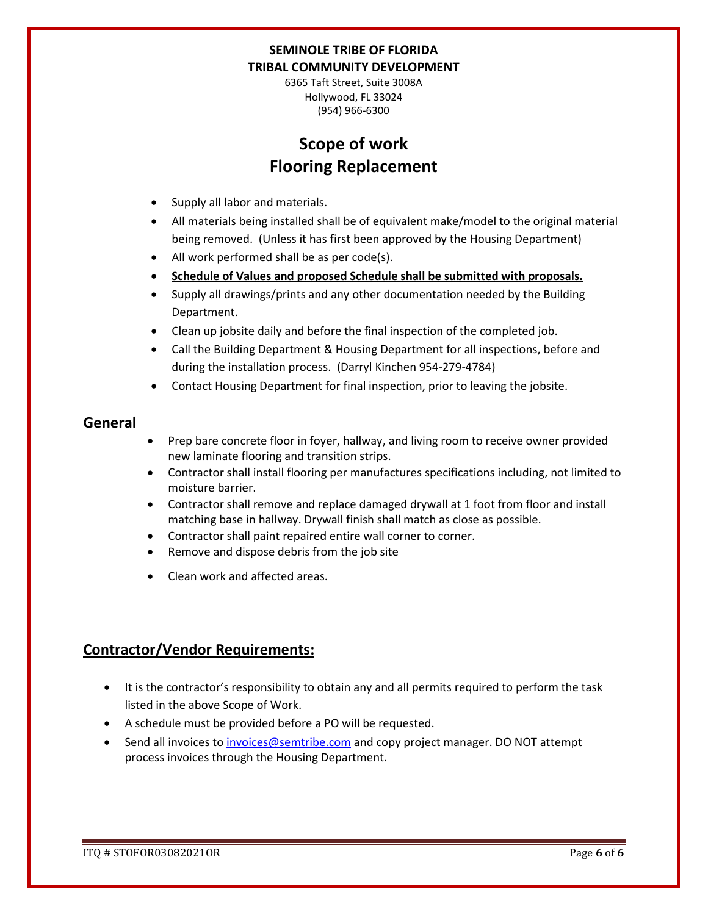**SEMINOLE TRIBE OF FLORIDA**
**TRIBAL COMMUNITY DEVELOPMENT**
6365 Taft Street, Suite 3008A
Hollywood, FL 33024
(954) 966-6300

# Scope of work
# Flooring Replacement

- Supply all labor and materials.
- All materials being installed shall be of equivalent make/model to the original material being removed. (Unless it has first been approved by the Housing Department)
- All work performed shall be as per code(s).
- **Schedule of Values and proposed Schedule shall be submitted with proposals.**
- Supply all drawings/prints and any other documentation needed by the Building Department.
- Clean up jobsite daily and before the final inspection of the completed job.
- Call the Building Department & Housing Department for all inspections, before and during the installation process. (Darryl Kinchen 954-279-4784)
- Contact Housing Department for final inspection, prior to leaving the jobsite.

## General

- Prep bare concrete floor in foyer, hallway, and living room to receive owner provided new laminate flooring and transition strips.
- Contractor shall install flooring per manufactures specifications including, not limited to moisture barrier.
- Contractor shall remove and replace damaged drywall at 1 foot from floor and install matching base in hallway. Drywall finish shall match as close as possible.
- Contractor shall paint repaired entire wall corner to corner.
- Remove and dispose debris from the job site
- Clean work and affected areas.

## Contractor/Vendor Requirements:

- It is the contractor's responsibility to obtain any and all permits required to perform the task listed in the above Scope of Work.
- A schedule must be provided before a PO will be requested.
- Send all invoices to invoices@semtribe.com and copy project manager. DO NOT attempt process invoices through the Housing Department.

ITQ # STOFOR03082021OR